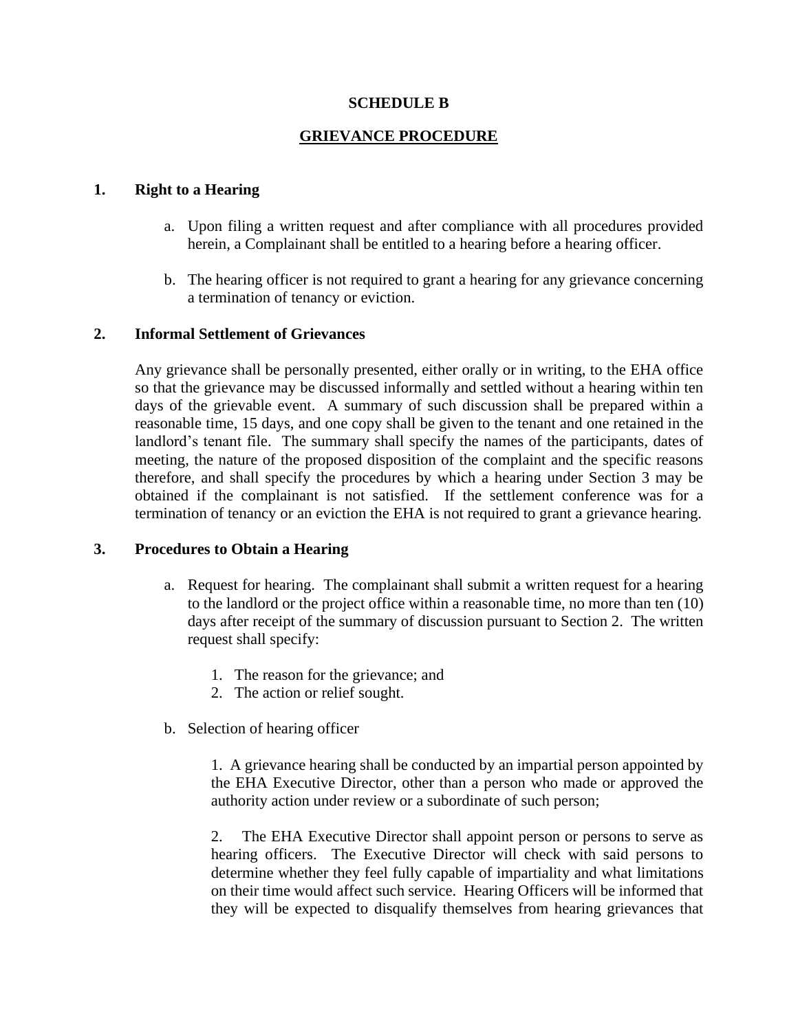# SCHEDULE B

## GRIEVANCE PROCEDURE

### 1. Right to a Hearing

a. Upon filing a written request and after compliance with all procedures provided herein, a Complainant shall be entitled to a hearing before a hearing officer.

b. The hearing officer is not required to grant a hearing for any grievance concerning a termination of tenancy or eviction.

### 2. Informal Settlement of Grievances

Any grievance shall be personally presented, either orally or in writing, to the EHA office so that the grievance may be discussed informally and settled without a hearing within ten days of the grievable event. A summary of such discussion shall be prepared within a reasonable time, 15 days, and one copy shall be given to the tenant and one retained in the landlord's tenant file. The summary shall specify the names of the participants, dates of meeting, the nature of the proposed disposition of the complaint and the specific reasons therefore, and shall specify the procedures by which a hearing under Section 3 may be obtained if the complainant is not satisfied. If the settlement conference was for a termination of tenancy or an eviction the EHA is not required to grant a grievance hearing.

### 3. Procedures to Obtain a Hearing

a. Request for hearing. The complainant shall submit a written request for a hearing to the landlord or the project office within a reasonable time, no more than ten (10) days after receipt of the summary of discussion pursuant to Section 2. The written request shall specify:

1. The reason for the grievance; and
2. The action or relief sought.

b. Selection of hearing officer

1. A grievance hearing shall be conducted by an impartial person appointed by the EHA Executive Director, other than a person who made or approved the authority action under review or a subordinate of such person;

2. The EHA Executive Director shall appoint person or persons to serve as hearing officers. The Executive Director will check with said persons to determine whether they feel fully capable of impartiality and what limitations on their time would affect such service. Hearing Officers will be informed that they will be expected to disqualify themselves from hearing grievances that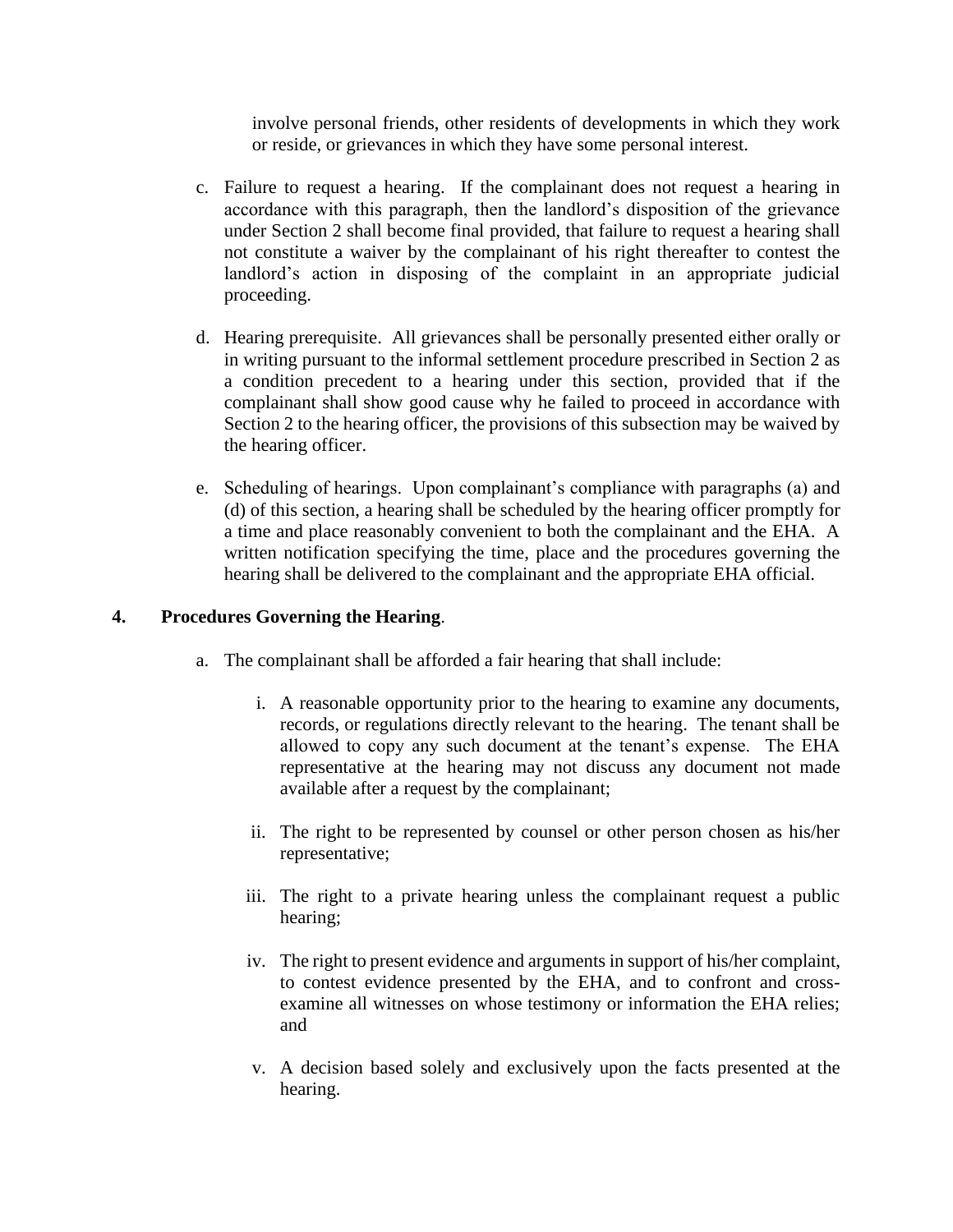involve personal friends, other residents of developments in which they work or reside, or grievances in which they have some personal interest.

c. Failure to request a hearing. If the complainant does not request a hearing in accordance with this paragraph, then the landlord's disposition of the grievance under Section 2 shall become final provided, that failure to request a hearing shall not constitute a waiver by the complainant of his right thereafter to contest the landlord's action in disposing of the complaint in an appropriate judicial proceeding.

d. Hearing prerequisite. All grievances shall be personally presented either orally or in writing pursuant to the informal settlement procedure prescribed in Section 2 as a condition precedent to a hearing under this section, provided that if the complainant shall show good cause why he failed to proceed in accordance with Section 2 to the hearing officer, the provisions of this subsection may be waived by the hearing officer.

e. Scheduling of hearings. Upon complainant's compliance with paragraphs (a) and (d) of this section, a hearing shall be scheduled by the hearing officer promptly for a time and place reasonably convenient to both the complainant and the EHA. A written notification specifying the time, place and the procedures governing the hearing shall be delivered to the complainant and the appropriate EHA official.

## 4. Procedures Governing the Hearing.

a. The complainant shall be afforded a fair hearing that shall include:

   i. A reasonable opportunity prior to the hearing to examine any documents, records, or regulations directly relevant to the hearing. The tenant shall be allowed to copy any such document at the tenant's expense. The EHA representative at the hearing may not discuss any document not made available after a request by the complainant;

   ii. The right to be represented by counsel or other person chosen as his/her representative;

   iii. The right to a private hearing unless the complainant request a public hearing;

   iv. The right to present evidence and arguments in support of his/her complaint, to contest evidence presented by the EHA, and to confront and cross-examine all witnesses on whose testimony or information the EHA relies; and

   v. A decision based solely and exclusively upon the facts presented at the hearing.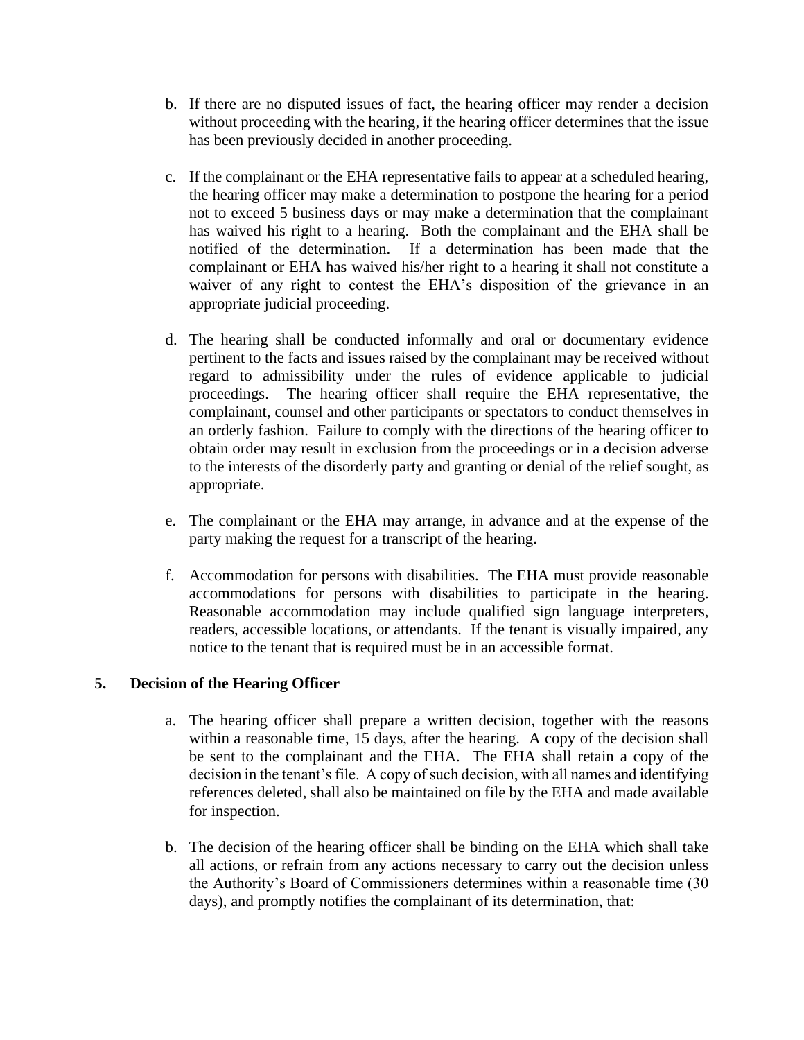b. If there are no disputed issues of fact, the hearing officer may render a decision without proceeding with the hearing, if the hearing officer determines that the issue has been previously decided in another proceeding.

c. If the complainant or the EHA representative fails to appear at a scheduled hearing, the hearing officer may make a determination to postpone the hearing for a period not to exceed 5 business days or may make a determination that the complainant has waived his right to a hearing. Both the complainant and the EHA shall be notified of the determination. If a determination has been made that the complainant or EHA has waived his/her right to a hearing it shall not constitute a waiver of any right to contest the EHA's disposition of the grievance in an appropriate judicial proceeding.

d. The hearing shall be conducted informally and oral or documentary evidence pertinent to the facts and issues raised by the complainant may be received without regard to admissibility under the rules of evidence applicable to judicial proceedings. The hearing officer shall require the EHA representative, the complainant, counsel and other participants or spectators to conduct themselves in an orderly fashion. Failure to comply with the directions of the hearing officer to obtain order may result in exclusion from the proceedings or in a decision adverse to the interests of the disorderly party and granting or denial of the relief sought, as appropriate.

e. The complainant or the EHA may arrange, in advance and at the expense of the party making the request for a transcript of the hearing.

f. Accommodation for persons with disabilities. The EHA must provide reasonable accommodations for persons with disabilities to participate in the hearing. Reasonable accommodation may include qualified sign language interpreters, readers, accessible locations, or attendants. If the tenant is visually impaired, any notice to the tenant that is required must be in an accessible format.

## 5. Decision of the Hearing Officer

a. The hearing officer shall prepare a written decision, together with the reasons within a reasonable time, 15 days, after the hearing. A copy of the decision shall be sent to the complainant and the EHA. The EHA shall retain a copy of the decision in the tenant's file. A copy of such decision, with all names and identifying references deleted, shall also be maintained on file by the EHA and made available for inspection.

b. The decision of the hearing officer shall be binding on the EHA which shall take all actions, or refrain from any actions necessary to carry out the decision unless the Authority's Board of Commissioners determines within a reasonable time (30 days), and promptly notifies the complainant of its determination, that: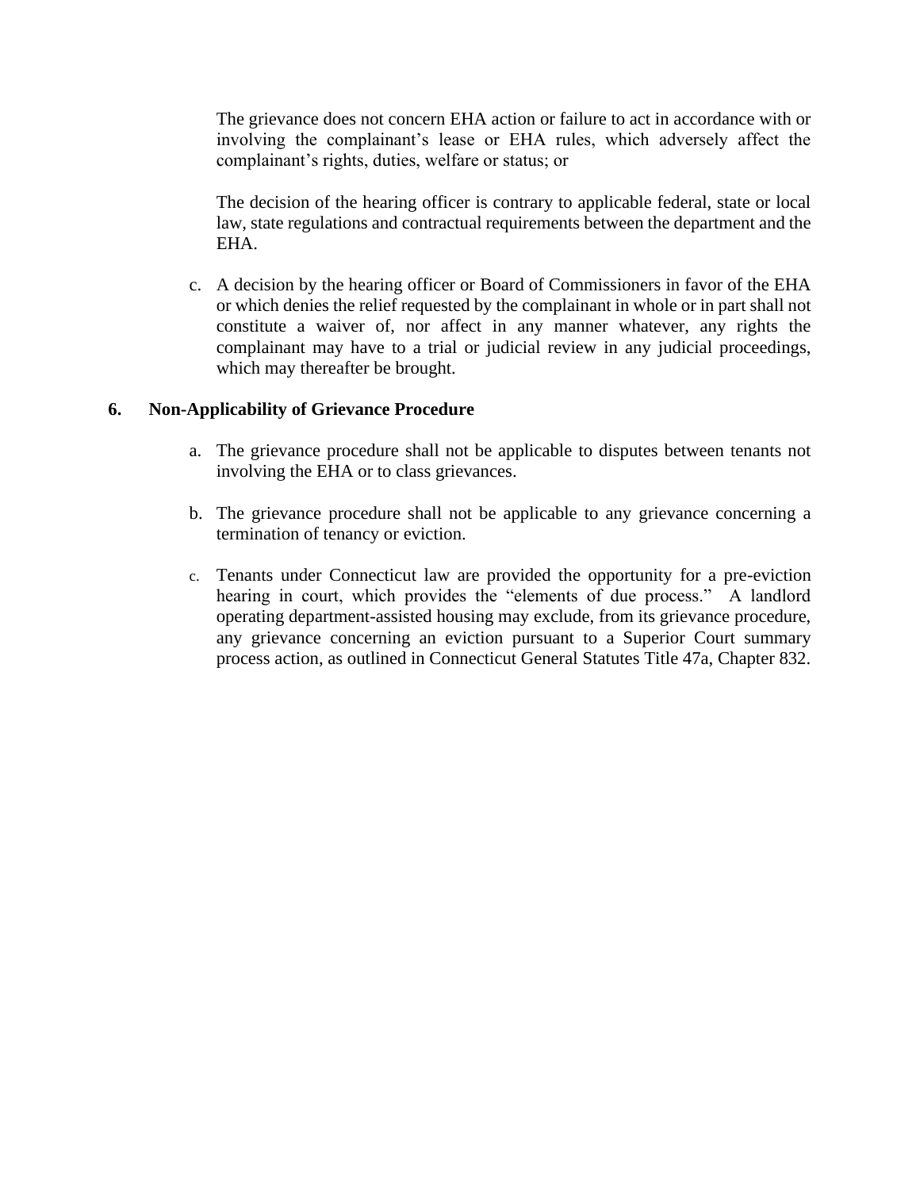The grievance does not concern EHA action or failure to act in accordance with or involving the complainant's lease or EHA rules, which adversely affect the complainant's rights, duties, welfare or status; or

The decision of the hearing officer is contrary to applicable federal, state or local law, state regulations and contractual requirements between the department and the EHA.

c. A decision by the hearing officer or Board of Commissioners in favor of the EHA or which denies the relief requested by the complainant in whole or in part shall not constitute a waiver of, nor affect in any manner whatever, any rights the complainant may have to a trial or judicial review in any judicial proceedings, which may thereafter be brought.

**6. Non-Applicability of Grievance Procedure**

a. The grievance procedure shall not be applicable to disputes between tenants not involving the EHA or to class grievances.

b. The grievance procedure shall not be applicable to any grievance concerning a termination of tenancy or eviction.

c. Tenants under Connecticut law are provided the opportunity for a pre-eviction hearing in court, which provides the "elements of due process." A landlord operating department-assisted housing may exclude, from its grievance procedure, any grievance concerning an eviction pursuant to a Superior Court summary process action, as outlined in Connecticut General Statutes Title 47a, Chapter 832.